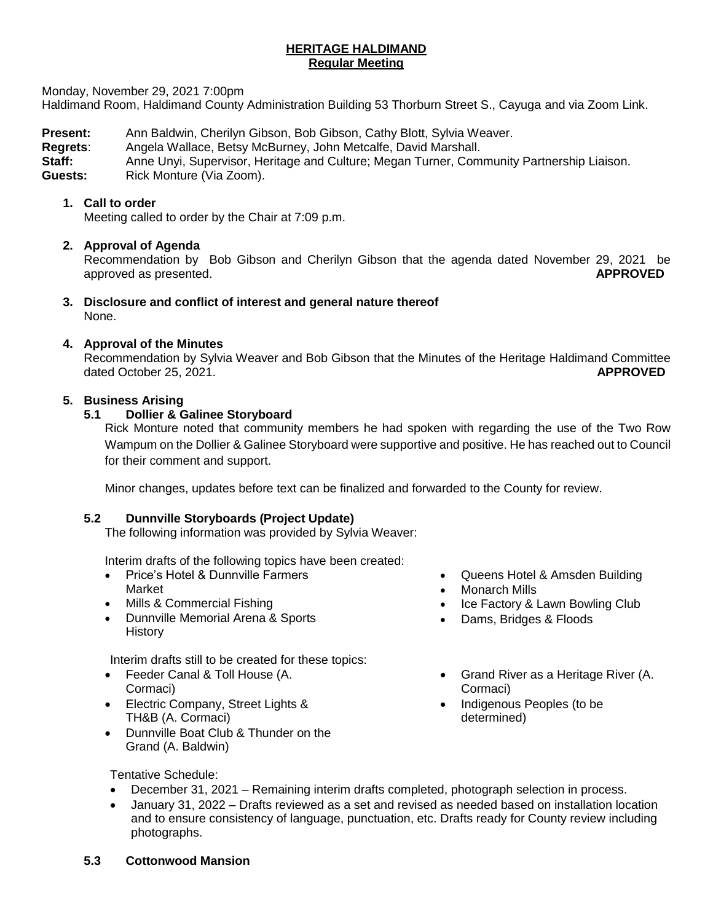# HERITAGE HALDIMAND
## Regular Meeting

Monday, November 29, 2021 7:00pm
Haldimand Room, Haldimand County Administration Building 53 Thorburn Street S., Cayuga and via Zoom Link.

**Present:** Ann Baldwin, Cherilyn Gibson, Bob Gibson, Cathy Blott, Sylvia Weaver.
**Regrets**: Angela Wallace, Betsy McBurney, John Metcalfe, David Marshall.
**Staff:** Anne Unyi, Supervisor, Heritage and Culture; Megan Turner, Community Partnership Liaison.
**Guests:** Rick Monture (Via Zoom).

**1. Call to order**
Meeting called to order by the Chair at 7:09 p.m.

**2. Approval of Agenda**
Recommendation by Bob Gibson and Cherilyn Gibson that the agenda dated November 29, 2021 be approved as presented. **APPROVED**

**3. Disclosure and conflict of interest and general nature thereof**
None.

**4. Approval of the Minutes**
Recommendation by Sylvia Weaver and Bob Gibson that the Minutes of the Heritage Haldimand Committee dated October 25, 2021. **APPROVED**

**5. Business Arising**

**5.1 Dollier & Galinee Storyboard**

Rick Monture noted that community members he had spoken with regarding the use of the Two Row Wampum on the Dollier & Galinee Storyboard were supportive and positive. He has reached out to Council for their comment and support.

Minor changes, updates before text can be finalized and forwarded to the County for review.

**5.2 Dunnville Storyboards (Project Update)**

The following information was provided by Sylvia Weaver:

Interim drafts of the following topics have been created:

- Price's Hotel & Dunnville Farmers Market
- Mills & Commercial Fishing
- Dunnville Memorial Arena & Sports History
- Queens Hotel & Amsden Building
- Monarch Mills
- Ice Factory & Lawn Bowling Club
- Dams, Bridges & Floods

Interim drafts still to be created for these topics:

- Feeder Canal & Toll House (A. Cormaci)
- Electric Company, Street Lights & TH&B (A. Cormaci)
- Dunnville Boat Club & Thunder on the Grand (A. Baldwin)
- Grand River as a Heritage River (A. Cormaci)
- Indigenous Peoples (to be determined)

Tentative Schedule:

- December 31, 2021 – Remaining interim drafts completed, photograph selection in process.
- January 31, 2022 – Drafts reviewed as a set and revised as needed based on installation location and to ensure consistency of language, punctuation, etc. Drafts ready for County review including photographs.

**5.3 Cottonwood Mansion**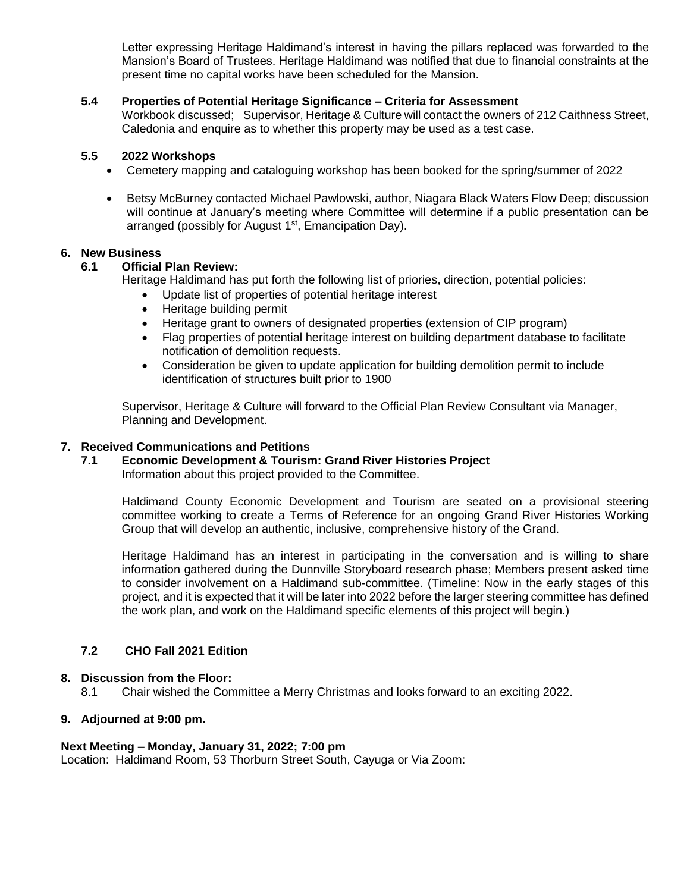Letter expressing Heritage Haldimand's interest in having the pillars replaced was forwarded to the Mansion's Board of Trustees. Heritage Haldimand was notified that due to financial constraints at the present time no capital works have been scheduled for the Mansion.

### 5.4 Properties of Potential Heritage Significance – Criteria for Assessment

Workbook discussed; Supervisor, Heritage & Culture will contact the owners of 212 Caithness Street, Caledonia and enquire as to whether this property may be used as a test case.

### 5.5 2022 Workshops

- Cemetery mapping and cataloguing workshop has been booked for the spring/summer of 2022
- Betsy McBurney contacted Michael Pawlowski, author, Niagara Black Waters Flow Deep; discussion will continue at January's meeting where Committee will determine if a public presentation can be arranged (possibly for August 1st, Emancipation Day).

## 6. New Business

### 6.1 Official Plan Review:

Heritage Haldimand has put forth the following list of priories, direction, potential policies:

- Update list of properties of potential heritage interest
- Heritage building permit
- Heritage grant to owners of designated properties (extension of CIP program)
- Flag properties of potential heritage interest on building department database to facilitate notification of demolition requests.
- Consideration be given to update application for building demolition permit to include identification of structures built prior to 1900

Supervisor, Heritage & Culture will forward to the Official Plan Review Consultant via Manager, Planning and Development.

## 7. Received Communications and Petitions

### 7.1 Economic Development & Tourism: Grand River Histories Project

Information about this project provided to the Committee.

Haldimand County Economic Development and Tourism are seated on a provisional steering committee working to create a Terms of Reference for an ongoing Grand River Histories Working Group that will develop an authentic, inclusive, comprehensive history of the Grand.

Heritage Haldimand has an interest in participating in the conversation and is willing to share information gathered during the Dunnville Storyboard research phase; Members present asked time to consider involvement on a Haldimand sub-committee. (Timeline: Now in the early stages of this project, and it is expected that it will be later into 2022 before the larger steering committee has defined the work plan, and work on the Haldimand specific elements of this project will begin.)

### 7.2 CHO Fall 2021 Edition

## 8. Discussion from the Floor:

8.1 Chair wished the Committee a Merry Christmas and looks forward to an exciting 2022.

## 9. Adjourned at 9:00 pm.

**Next Meeting – Monday, January 31, 2022; 7:00 pm**

Location: Haldimand Room, 53 Thorburn Street South, Cayuga or Via Zoom: